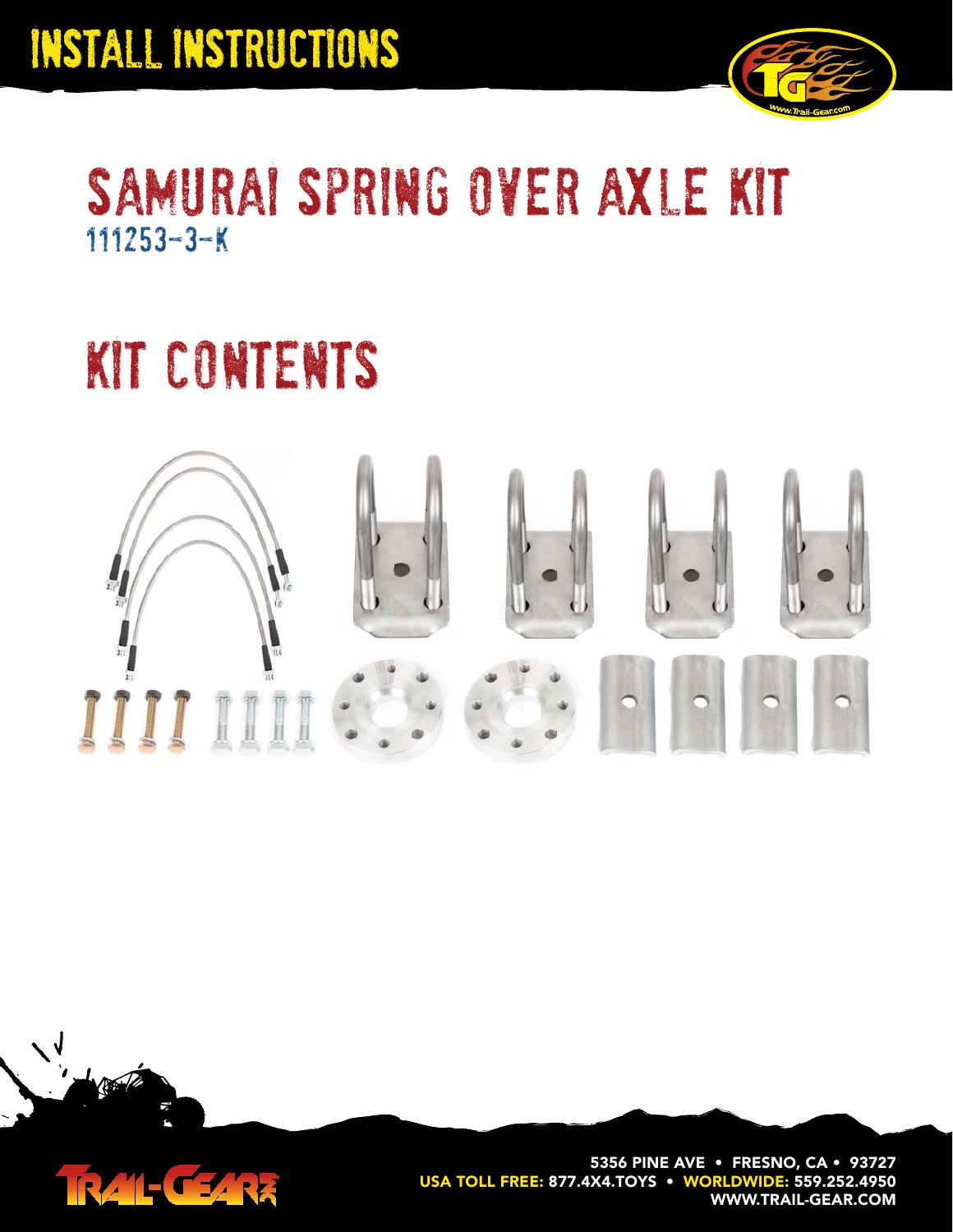# INSTALL INSTRUCTIONS

# SAMURAI SPRING OVER AXLE KIT

111253-3-K

## KIT CONTENTS

5356 PINE AVE • FRESNO, CA • 93727
USA TOLL FREE: 877.4X4.TOYS • WORLDWIDE: 559.252.4950
WWW.TRAIL-GEAR.COM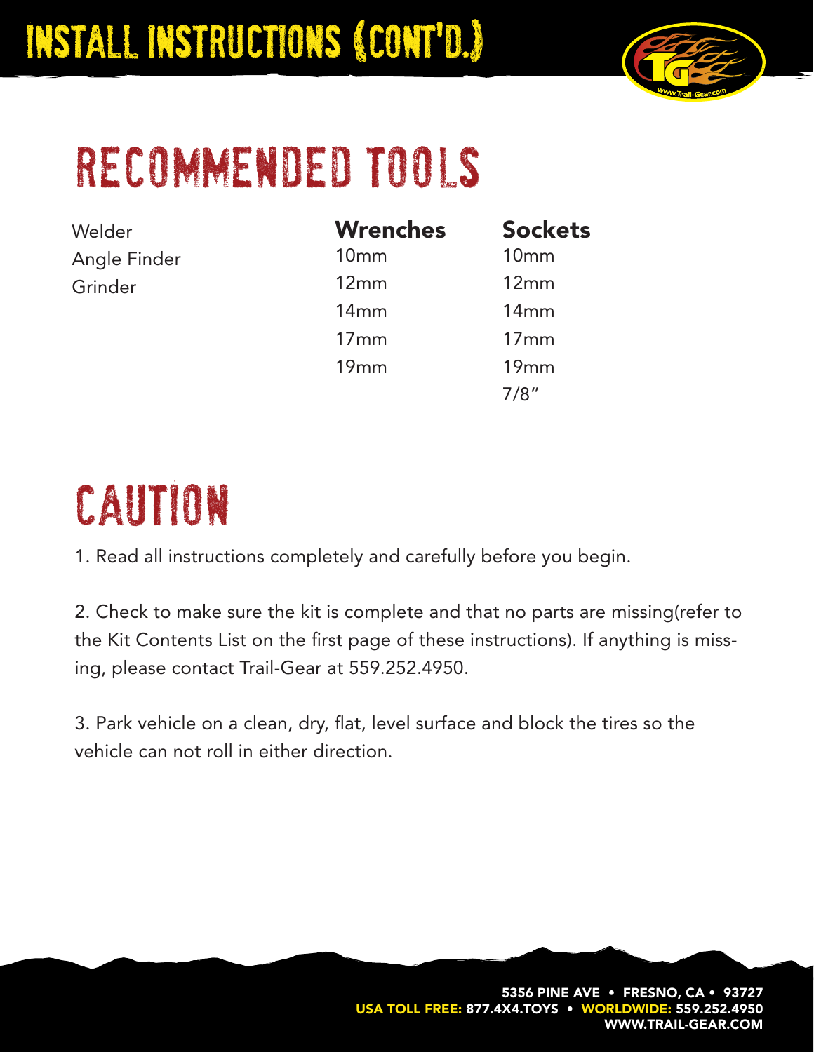# INSTALL INSTRUCTIONS (CONT'D.)

## RECOMMENDED TOOLS

| | Wrenches | Sockets |
|---|---|---|
| Welder | 10mm | 10mm |
| Angle Finder | 12mm | 12mm |
| Grinder | 14mm | 14mm |
| | 17mm | 17mm |
| | 19mm | 19mm |
| | | 7/8" |

## CAUTION

1. Read all instructions completely and carefully before you begin.

2. Check to make sure the kit is complete and that no parts are missing(refer to the Kit Contents List on the first page of these instructions). If anything is missing, please contact Trail-Gear at 559.252.4950.

3. Park vehicle on a clean, dry, flat, level surface and block the tires so the vehicle can not roll in either direction.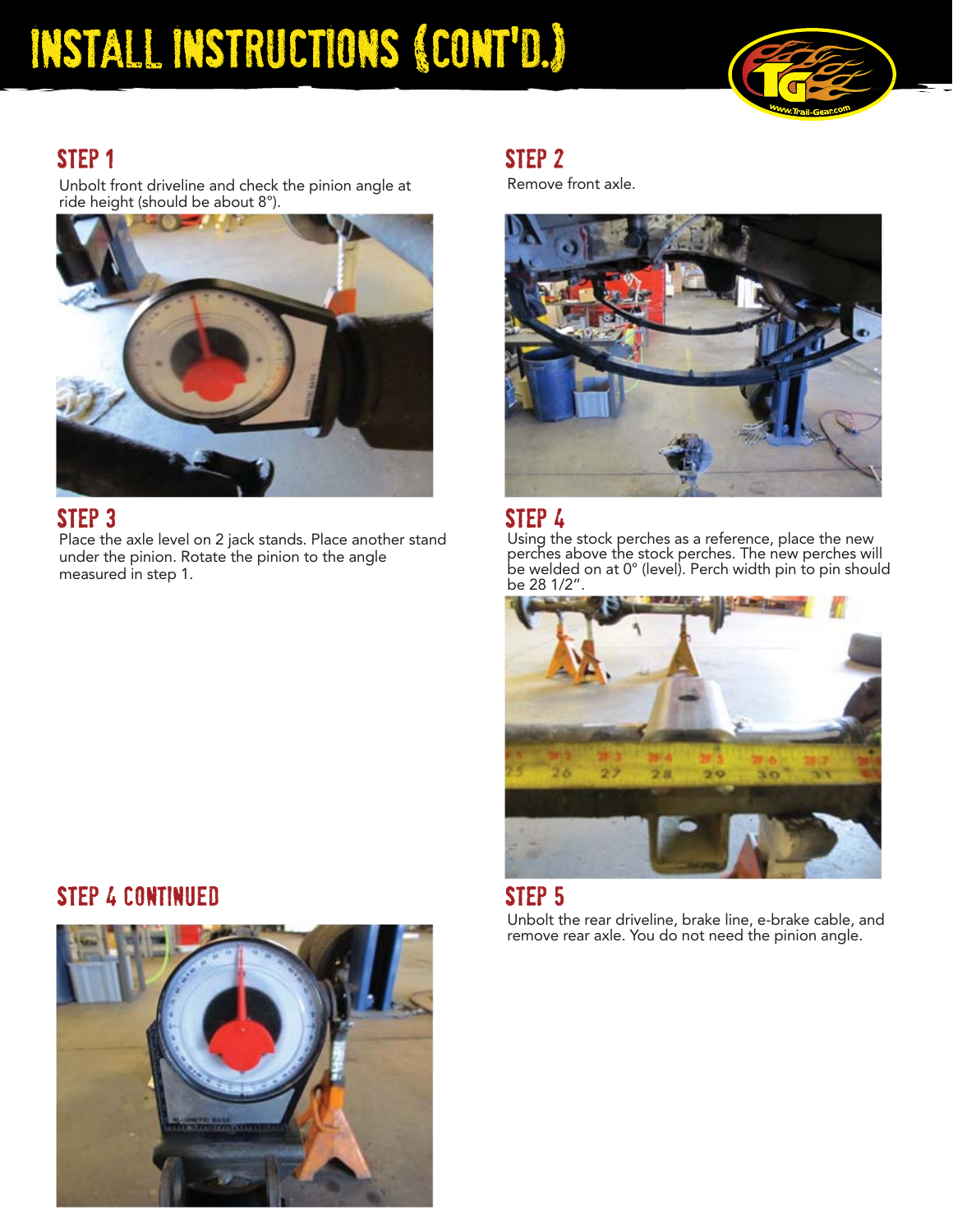# INSTALL INSTRUCTIONS (CONT'D.)

## STEP 1

Unbolt front driveline and check the pinion angle at ride height (should be about 8°).

## STEP 2

Remove front axle.

## STEP 3

Place the axle level on 2 jack stands. Place another stand under the pinion. Rotate the pinion to the angle measured in step 1.

## STEP 4

Using the stock perches as a reference, place the new perches above the stock perches. The new perches will be welded on at 0° (level). Perch width pin to pin should be 28 1/2".

## STEP 4 CONTINUED

## STEP 5

Unbolt the rear driveline, brake line, e-brake cable, and remove rear axle. You do not need the pinion angle.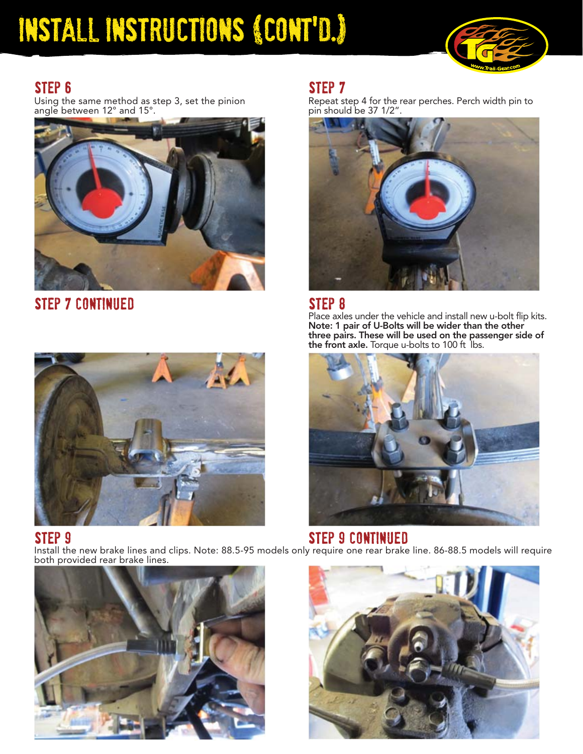# INSTALL INSTRUCTIONS (CONT'D.)

## STEP 6

Using the same method as step 3, set the pinion angle between 12° and 15°.

## STEP 7

Repeat step 4 for the rear perches. Perch width pin to pin should be 37 1/2".

## STEP 7 CONTINUED

## STEP 8

Place axles under the vehicle and install new u-bolt flip kits. **Note: 1 pair of U-Bolts will be wider than the other three pairs. These will be used on the passenger side of the front axle.** Torque u-bolts to 100 ft lbs.

## STEP 9

Install the new brake lines and clips. Note: 88.5-95 models only require one rear brake line. 86-88.5 models will require both provided rear brake lines.

## STEP 9 CONTINUED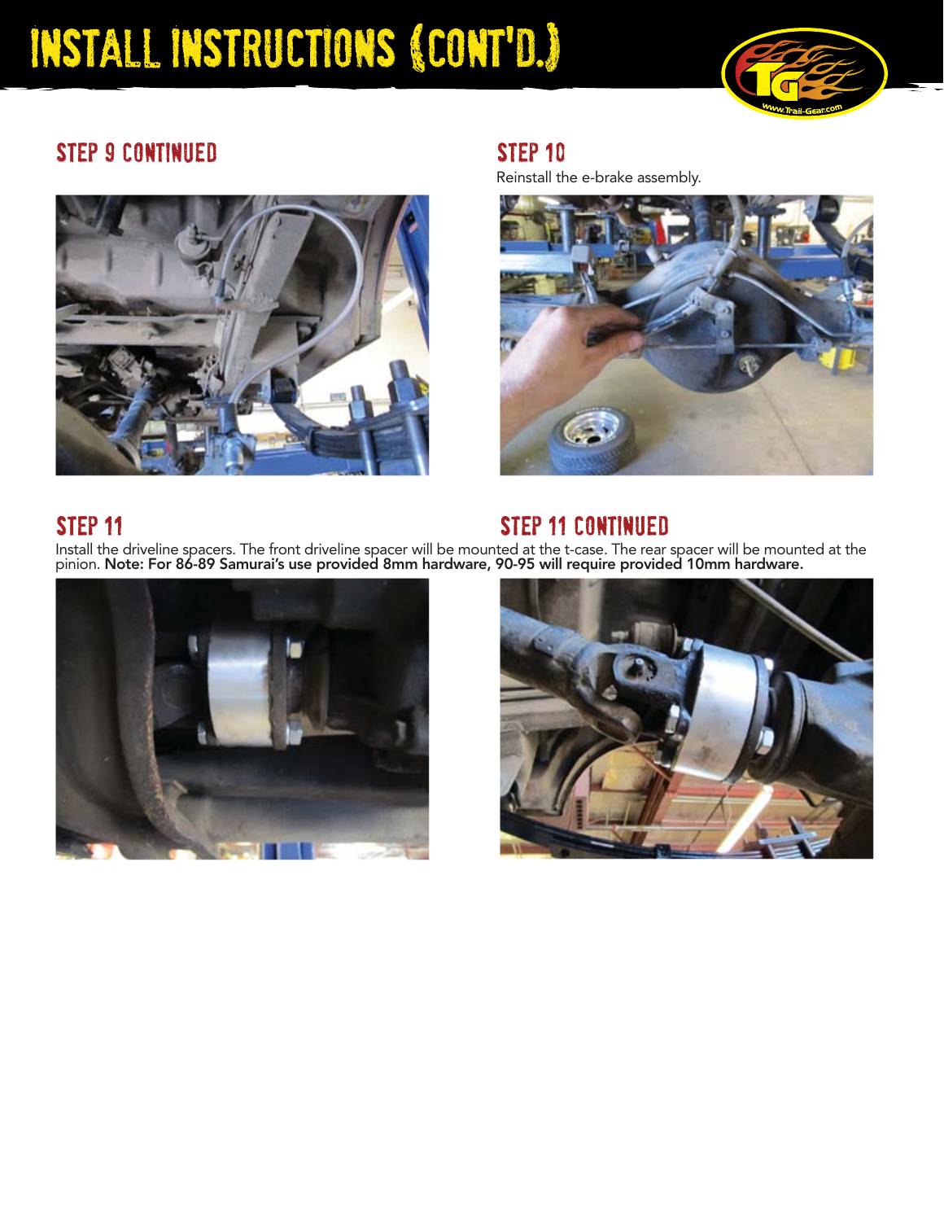# INSTALL INSTRUCTIONS (CONT'D.)

## STEP 9 CONTINUED

## STEP 10

Reinstall the e-brake assembly.

## STEP 11

Install the driveline spacers. The front driveline spacer will be mounted at the t-case. The rear spacer will be mounted at the pinion. **Note: For 86-89 Samurai's use provided 8mm hardware, 90-95 will require provided 10mm hardware.**

## STEP 11 CONTINUED